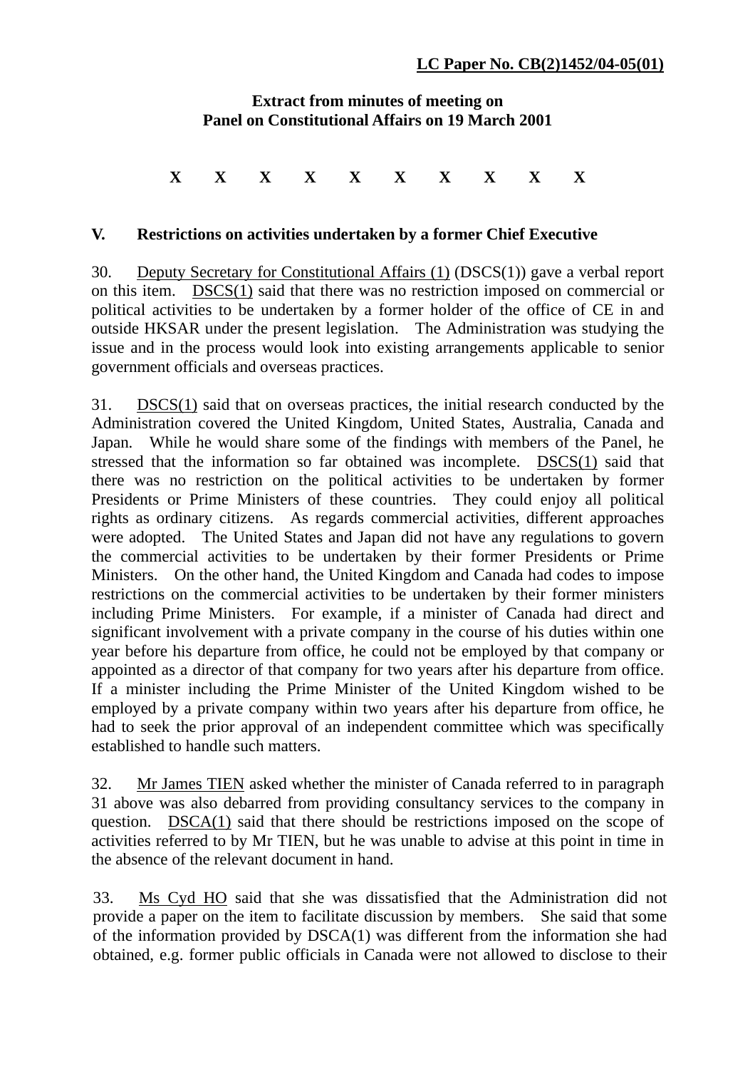**LC Paper No. CB(2)1452/04-05(01)**

**Extract from minutes of meeting on**
**Panel on Constitutional Affairs on 19 March 2001**

X X X X X X X X X X

## V. Restrictions on activities undertaken by a former Chief Executive

30. Deputy Secretary for Constitutional Affairs (1) (DSCS(1)) gave a verbal report on this item. DSCS(1) said that there was no restriction imposed on commercial or political activities to be undertaken by a former holder of the office of CE in and outside HKSAR under the present legislation. The Administration was studying the issue and in the process would look into existing arrangements applicable to senior government officials and overseas practices.

31. DSCS(1) said that on overseas practices, the initial research conducted by the Administration covered the United Kingdom, United States, Australia, Canada and Japan. While he would share some of the findings with members of the Panel, he stressed that the information so far obtained was incomplete. DSCS(1) said that there was no restriction on the political activities to be undertaken by former Presidents or Prime Ministers of these countries. They could enjoy all political rights as ordinary citizens. As regards commercial activities, different approaches were adopted. The United States and Japan did not have any regulations to govern the commercial activities to be undertaken by their former Presidents or Prime Ministers. On the other hand, the United Kingdom and Canada had codes to impose restrictions on the commercial activities to be undertaken by their former ministers including Prime Ministers. For example, if a minister of Canada had direct and significant involvement with a private company in the course of his duties within one year before his departure from office, he could not be employed by that company or appointed as a director of that company for two years after his departure from office. If a minister including the Prime Minister of the United Kingdom wished to be employed by a private company within two years after his departure from office, he had to seek the prior approval of an independent committee which was specifically established to handle such matters.

32. Mr James TIEN asked whether the minister of Canada referred to in paragraph 31 above was also debarred from providing consultancy services to the company in question. DSCA(1) said that there should be restrictions imposed on the scope of activities referred to by Mr TIEN, but he was unable to advise at this point in time in the absence of the relevant document in hand.

33. Ms Cyd HO said that she was dissatisfied that the Administration did not provide a paper on the item to facilitate discussion by members. She said that some of the information provided by DSCA(1) was different from the information she had obtained, e.g. former public officials in Canada were not allowed to disclose to their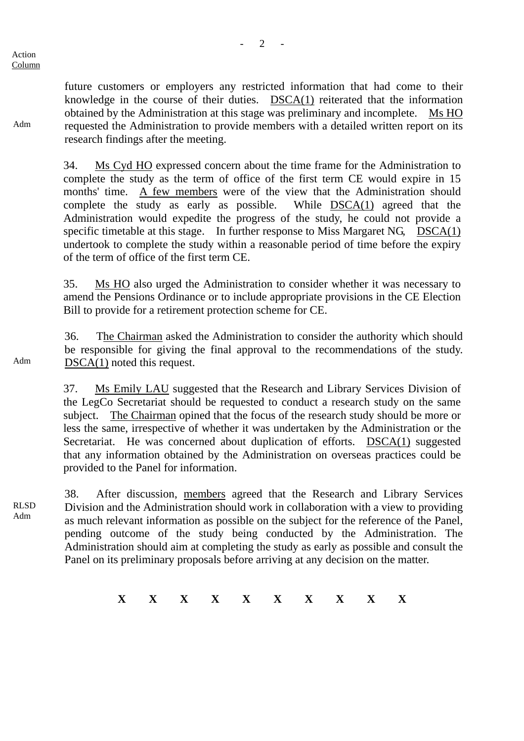Action Column

future customers or employers any restricted information that had come to their knowledge in the course of their duties. DSCA(1) reiterated that the information obtained by the Administration at this stage was preliminary and incomplete. Ms HO requested the Administration to provide members with a detailed written report on its research findings after the meeting.

Adm

34. Ms Cyd HO expressed concern about the time frame for the Administration to complete the study as the term of office of the first term CE would expire in 15 months' time. A few members were of the view that the Administration should complete the study as early as possible. While DSCA(1) agreed that the Administration would expedite the progress of the study, he could not provide a specific timetable at this stage. In further response to Miss Margaret NG, DSCA(1) undertook to complete the study within a reasonable period of time before the expiry of the term of office of the first term CE.

35. Ms HO also urged the Administration to consider whether it was necessary to amend the Pensions Ordinance or to include appropriate provisions in the CE Election Bill to provide for a retirement protection scheme for CE.

36. The Chairman asked the Administration to consider the authority which should be responsible for giving the final approval to the recommendations of the study. DSCA(1) noted this request.

Adm

37. Ms Emily LAU suggested that the Research and Library Services Division of the LegCo Secretariat should be requested to conduct a research study on the same subject. The Chairman opined that the focus of the research study should be more or less the same, irrespective of whether it was undertaken by the Administration or the Secretariat. He was concerned about duplication of efforts. DSCA(1) suggested that any information obtained by the Administration on overseas practices could be provided to the Panel for information.

38. After discussion, members agreed that the Research and Library Services Division and the Administration should work in collaboration with a view to providing as much relevant information as possible on the subject for the reference of the Panel, pending outcome of the study being conducted by the Administration. The Administration should aim at completing the study as early as possible and consult the Panel on its preliminary proposals before arriving at any decision on the matter.

RLSD
Adm

X X X X X X X X X X